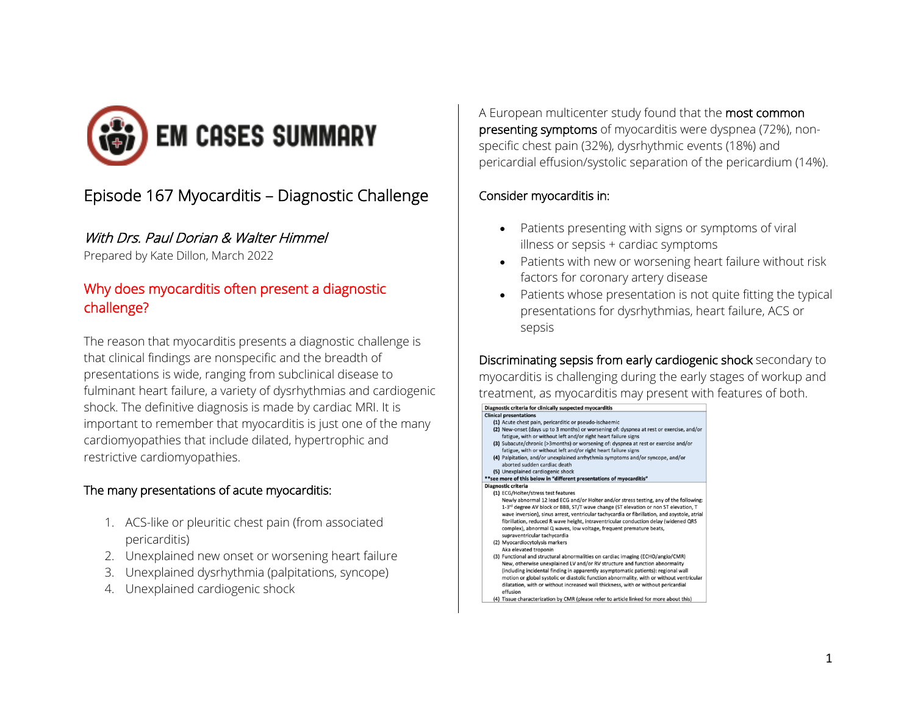# EM CASES SUMMARY

## Episode 167 Myocarditis – Diagnostic Challenge

*With Drs. Paul Dorian & Walter Himmel*
Prepared by Kate Dillon, March 2022

### Why does myocarditis often present a diagnostic challenge?

The reason that myocarditis presents a diagnostic challenge is that clinical findings are nonspecific and the breadth of presentations is wide, ranging from subclinical disease to fulminant heart failure, a variety of dysrhythmias and cardiogenic shock. The definitive diagnosis is made by cardiac MRI. It is important to remember that myocarditis is just one of the many cardiomyopathies that include dilated, hypertrophic and restrictive cardiomyopathies.

**The many presentations of acute myocarditis:**

1. ACS-like or pleuritic chest pain (from associated pericarditis)
2. Unexplained new onset or worsening heart failure
3. Unexplained dysrhythmia (palpitations, syncope)
4. Unexplained cardiogenic shock

A European multicenter study found that the **most common presenting symptoms** of myocarditis were dyspnea (72%), non-specific chest pain (32%), dysrhythmic events (18%) and pericardial effusion/systolic separation of the pericardium (14%).

**Consider myocarditis in:**

- Patients presenting with signs or symptoms of viral illness or sepsis + cardiac symptoms
- Patients with new or worsening heart failure without risk factors for coronary artery disease
- Patients whose presentation is not quite fitting the typical presentations for dysrhythmias, heart failure, ACS or sepsis

**Discriminating sepsis from early cardiogenic shock** secondary to myocarditis is challenging during the early stages of workup and treatment, as myocarditis may present with features of both.

| Diagnostic criteria for clinically suspected myocarditis |
|---|
| **Clinical presentations** |
| (1) Acute chest pain, pericarditic or pseudo-ischaemic |
| (2) New-onset (days up to 3 months) or worsening of: dyspnea at rest or exercise, and/or fatigue, with or without left and/or right heart failure signs |
| (3) Subacute/chronic (>3months) or worsening of: dyspnea at rest or exercise and/or fatigue, with or without left and/or right heart failure signs |
| (4) Palpitation, and/or unexplained arrhythmia symptoms and/or syncope, and/or aborted sudden cardiac death |
| (5) Unexplained cardiogenic shock |
| **see more of this below in "different presentations of myocarditis" |
| **Diagnostic criteria** |
| (1) ECG/Holter/stress test features<br>Newly abnormal 12 lead ECG and/or Holter and/or stress testing, any of the following: 1-3rd degree AV block or BBB, ST/T wave change (ST elevation or non ST elevation, T wave inversion), sinus arrest, ventricular tachycardia or fibrillation, and asystole, atrial fibrillation, reduced R wave height, intraventricular conduction delay (widened QRS complex), abnormal Q waves, low voltage, frequent premature beats, supraventricular tachycardia |
| (2) Myocardiocytolysis markers<br>Aka elevated troponin |
| (3) Functional and structural abnormalities on cardiac imaging (ECHO/angio/CMR)<br>New, otherwise unexplained LV and/or RV structure and function abnormality (including incidental finding in apparently asymptomatic patients): regional wall motion or global systolic or diastolic function abnormality, with or without ventricular dilatation, with or without increased wall thickness, with or without pericardial effusion |
| (4) Tissue characterization by CMR (please refer to article linked for more about this) |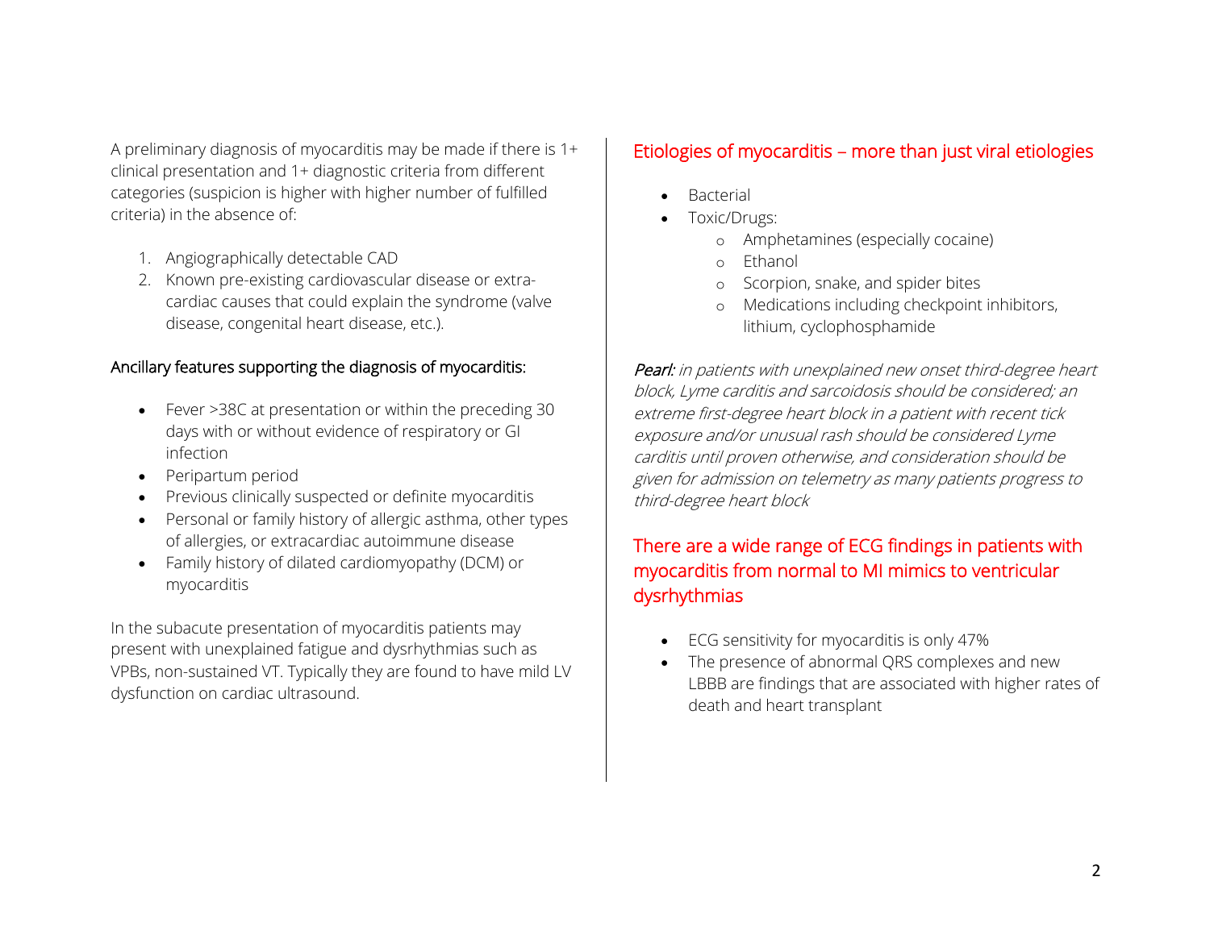A preliminary diagnosis of myocarditis may be made if there is 1+ clinical presentation and 1+ diagnostic criteria from different categories (suspicion is higher with higher number of fulfilled criteria) in the absence of:

1. Angiographically detectable CAD
2. Known pre-existing cardiovascular disease or extra-cardiac causes that could explain the syndrome (valve disease, congenital heart disease, etc.).

Ancillary features supporting the diagnosis of myocarditis:

- Fever >38C at presentation or within the preceding 30 days with or without evidence of respiratory or GI infection
- Peripartum period
- Previous clinically suspected or definite myocarditis
- Personal or family history of allergic asthma, other types of allergies, or extracardiac autoimmune disease
- Family history of dilated cardiomyopathy (DCM) or myocarditis

In the subacute presentation of myocarditis patients may present with unexplained fatigue and dysrhythmias such as VPBs, non-sustained VT. Typically they are found to have mild LV dysfunction on cardiac ultrasound.

## Etiologies of myocarditis – more than just viral etiologies

- Bacterial
- Toxic/Drugs:
  - Amphetamines (especially cocaine)
  - Ethanol
  - Scorpion, snake, and spider bites
  - Medications including checkpoint inhibitors, lithium, cyclophosphamide

***Pearl:*** *in patients with unexplained new onset third-degree heart block, Lyme carditis and sarcoidosis should be considered; an extreme first-degree heart block in a patient with recent tick exposure and/or unusual rash should be considered Lyme carditis until proven otherwise, and consideration should be given for admission on telemetry as many patients progress to third-degree heart block*

## There are a wide range of ECG findings in patients with myocarditis from normal to MI mimics to ventricular dysrhythmias

- ECG sensitivity for myocarditis is only 47%
- The presence of abnormal QRS complexes and new LBBB are findings that are associated with higher rates of death and heart transplant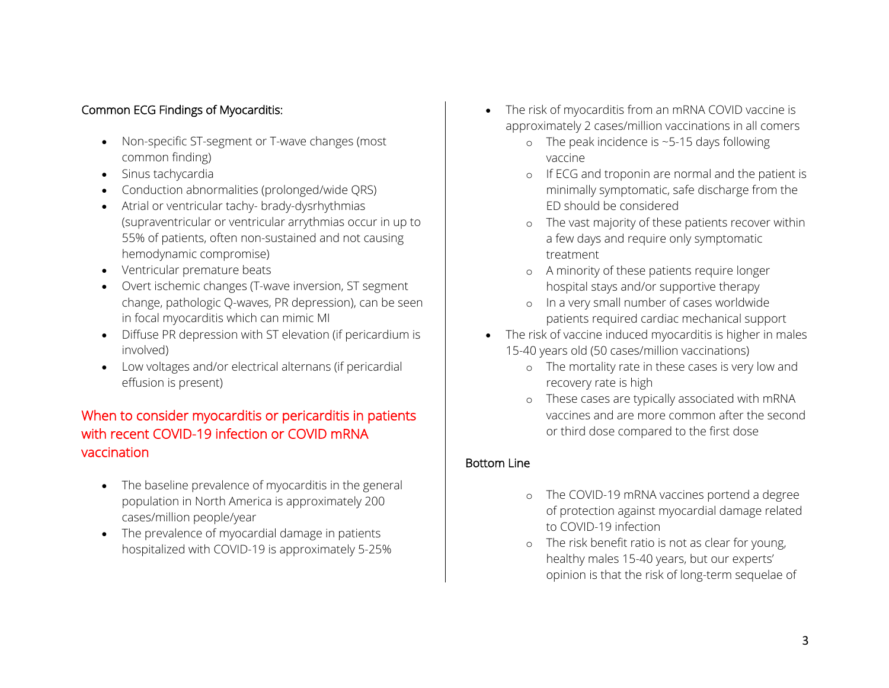Common ECG Findings of Myocarditis:

- Non-specific ST-segment or T-wave changes (most common finding)
- Sinus tachycardia
- Conduction abnormalities (prolonged/wide QRS)
- Atrial or ventricular tachy- brady-dysrhythmias (supraventricular or ventricular arrythmias occur in up to 55% of patients, often non-sustained and not causing hemodynamic compromise)
- Ventricular premature beats
- Overt ischemic changes (T-wave inversion, ST segment change, pathologic Q-waves, PR depression), can be seen in focal myocarditis which can mimic MI
- Diffuse PR depression with ST elevation (if pericardium is involved)
- Low voltages and/or electrical alternans (if pericardial effusion is present)

## When to consider myocarditis or pericarditis in patients with recent COVID-19 infection or COVID mRNA vaccination

- The baseline prevalence of myocarditis in the general population in North America is approximately 200 cases/million people/year
- The prevalence of myocardial damage in patients hospitalized with COVID-19 is approximately 5-25%
- The risk of myocarditis from an mRNA COVID vaccine is approximately 2 cases/million vaccinations in all comers
  - The peak incidence is ~5-15 days following vaccine
  - If ECG and troponin are normal and the patient is minimally symptomatic, safe discharge from the ED should be considered
  - The vast majority of these patients recover within a few days and require only symptomatic treatment
  - A minority of these patients require longer hospital stays and/or supportive therapy
  - In a very small number of cases worldwide patients required cardiac mechanical support
- The risk of vaccine induced myocarditis is higher in males 15-40 years old (50 cases/million vaccinations)
  - The mortality rate in these cases is very low and recovery rate is high
  - These cases are typically associated with mRNA vaccines and are more common after the second or third dose compared to the first dose

Bottom Line

- The COVID-19 mRNA vaccines portend a degree of protection against myocardial damage related to COVID-19 infection
- The risk benefit ratio is not as clear for young, healthy males 15-40 years, but our experts' opinion is that the risk of long-term sequelae of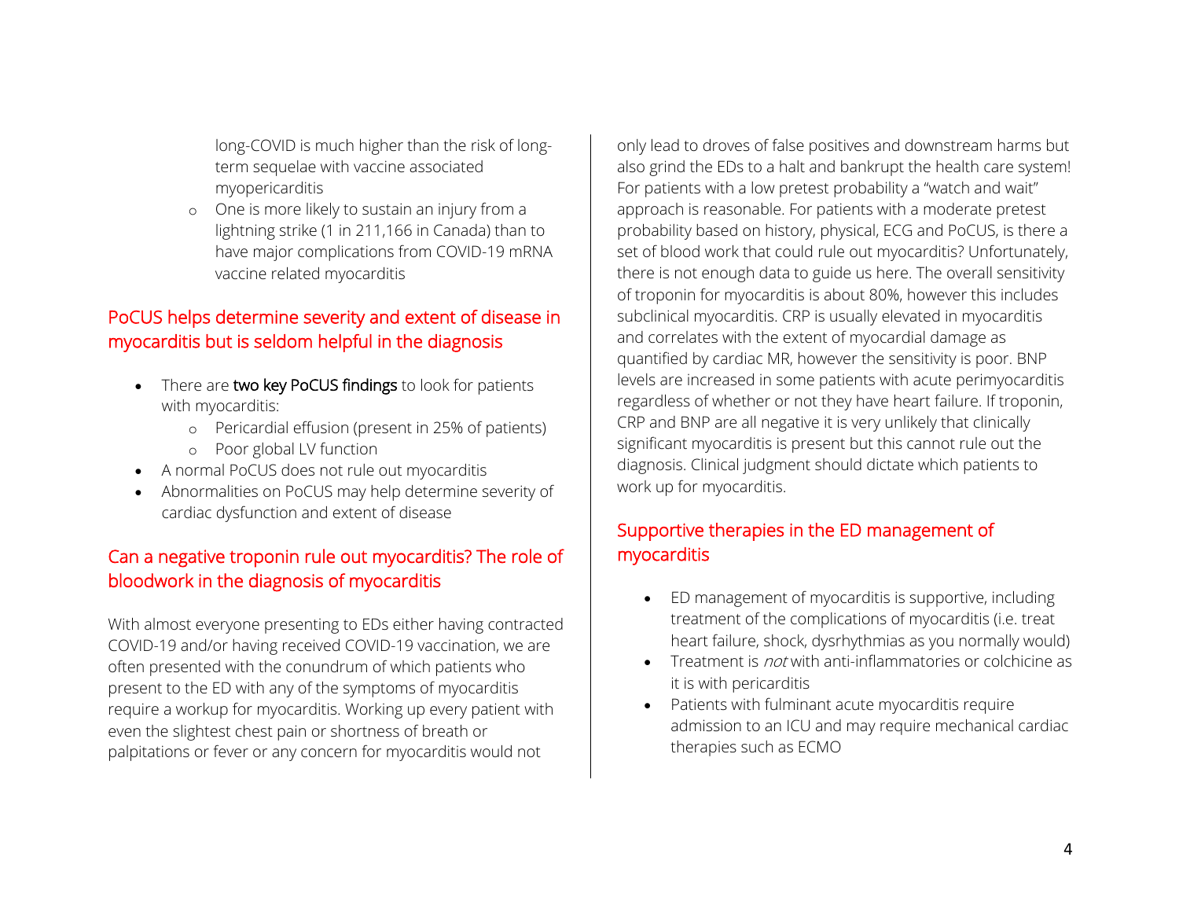- long-COVID is much higher than the risk of long-term sequelae with vaccine associated myopericarditis
  - One is more likely to sustain an injury from a lightning strike (1 in 211,166 in Canada) than to have major complications from COVID-19 mRNA vaccine related myocarditis

## PoCUS helps determine severity and extent of disease in myocarditis but is seldom helpful in the diagnosis

- There are **two key PoCUS findings** to look for patients with myocarditis:
  - Pericardial effusion (present in 25% of patients)
  - Poor global LV function
- A normal PoCUS does not rule out myocarditis
- Abnormalities on PoCUS may help determine severity of cardiac dysfunction and extent of disease

## Can a negative troponin rule out myocarditis? The role of bloodwork in the diagnosis of myocarditis

With almost everyone presenting to EDs either having contracted COVID-19 and/or having received COVID-19 vaccination, we are often presented with the conundrum of which patients who present to the ED with any of the symptoms of myocarditis require a workup for myocarditis. Working up every patient with even the slightest chest pain or shortness of breath or palpitations or fever or any concern for myocarditis would not only lead to droves of false positives and downstream harms but also grind the EDs to a halt and bankrupt the health care system! For patients with a low pretest probability a "watch and wait" approach is reasonable. For patients with a moderate pretest probability based on history, physical, ECG and PoCUS, is there a set of blood work that could rule out myocarditis? Unfortunately, there is not enough data to guide us here. The overall sensitivity of troponin for myocarditis is about 80%, however this includes subclinical myocarditis. CRP is usually elevated in myocarditis and correlates with the extent of myocardial damage as quantified by cardiac MR, however the sensitivity is poor. BNP levels are increased in some patients with acute perimyocarditis regardless of whether or not they have heart failure. If troponin, CRP and BNP are all negative it is very unlikely that clinically significant myocarditis is present but this cannot rule out the diagnosis. Clinical judgment should dictate which patients to work up for myocarditis.

## Supportive therapies in the ED management of myocarditis

- ED management of myocarditis is supportive, including treatment of the complications of myocarditis (i.e. treat heart failure, shock, dysrhythmias as you normally would)
- Treatment is *not* with anti-inflammatories or colchicine as it is with pericarditis
- Patients with fulminant acute myocarditis require admission to an ICU and may require mechanical cardiac therapies such as ECMO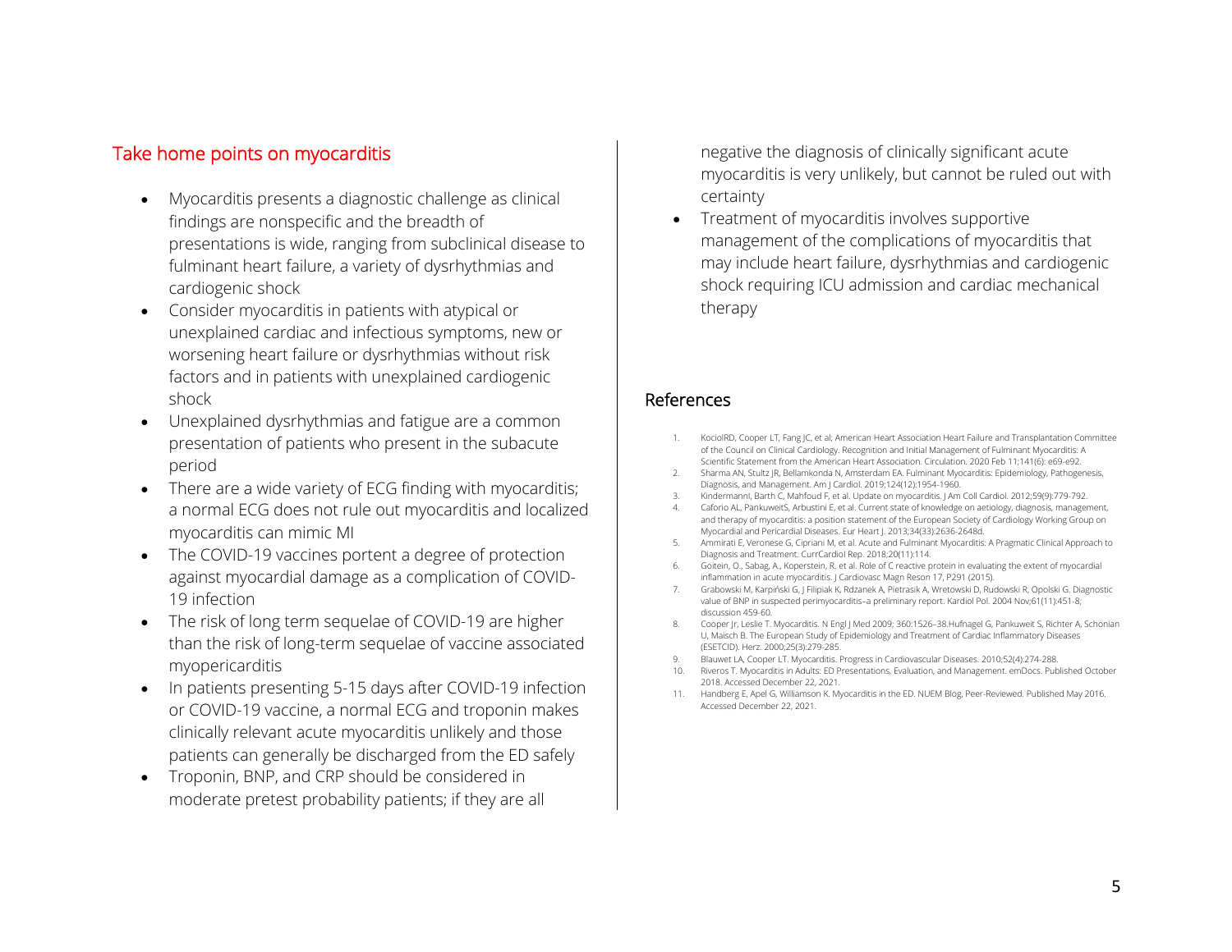## Take home points on myocarditis

- Myocarditis presents a diagnostic challenge as clinical findings are nonspecific and the breadth of presentations is wide, ranging from subclinical disease to fulminant heart failure, a variety of dysrhythmias and cardiogenic shock
- Consider myocarditis in patients with atypical or unexplained cardiac and infectious symptoms, new or worsening heart failure or dysrhythmias without risk factors and in patients with unexplained cardiogenic shock
- Unexplained dysrhythmias and fatigue are a common presentation of patients who present in the subacute period
- There are a wide variety of ECG finding with myocarditis; a normal ECG does not rule out myocarditis and localized myocarditis can mimic MI
- The COVID-19 vaccines portent a degree of protection against myocardial damage as a complication of COVID-19 infection
- The risk of long term sequelae of COVID-19 are higher than the risk of long-term sequelae of vaccine associated myopericarditis
- In patients presenting 5-15 days after COVID-19 infection or COVID-19 vaccine, a normal ECG and troponin makes clinically relevant acute myocarditis unlikely and those patients can generally be discharged from the ED safely
- Troponin, BNP, and CRP should be considered in moderate pretest probability patients; if they are all negative the diagnosis of clinically significant acute myocarditis is very unlikely, but cannot be ruled out with certainty
- Treatment of myocarditis involves supportive management of the complications of myocarditis that may include heart failure, dysrhythmias and cardiogenic shock requiring ICU admission and cardiac mechanical therapy

## References

1. KociolRD, Cooper LT, Fang JC, et al; American Heart Association Heart Failure and Transplantation Committee of the Council on Clinical Cardiology. Recognition and Initial Management of Fulminant Myocarditis: A Scientific Statement from the American Heart Association. Circulation. 2020 Feb 11;141(6): e69-e92.
2. Sharma AN, Stultz JR, Bellamkonda N, Amsterdam EA. Fulminant Myocarditis: Epidemiology, Pathogenesis, Diagnosis, and Management. Am J Cardiol. 2019;124(12):1954-1960.
3. KindermannI, Barth C, Mahfoud F, et al. Update on myocarditis. J Am Coll Cardiol. 2012;59(9):779-792.
4. Caforio AL, PankuweitS, Arbustini E, et al. Current state of knowledge on aetiology, diagnosis, management, and therapy of myocarditis: a position statement of the European Society of Cardiology Working Group on Myocardial and Pericardial Diseases. Eur Heart J. 2013;34(33):2636-2648d.
5. Ammirati E, Veronese G, Cipriani M, et al. Acute and Fulminant Myocarditis: A Pragmatic Clinical Approach to Diagnosis and Treatment. CurrCardiol Rep. 2018;20(11):114.
6. Goitein, O., Sabag, A., Koperstein, R. et al. Role of C reactive protein in evaluating the extent of myocardial inflammation in acute myocarditis. J Cardiovasc Magn Reson 17, P291 (2015).
7. Grabowski M, Karpiński G, J Filipiak K, Rdzanek A, Pietrasik A, Wretowski D, Rudowski R, Opolski G. Diagnostic value of BNP in suspected perimyocarditis--a preliminary report. Kardiol Pol. 2004 Nov;61(11):451-8; discussion 459-60.
8. Cooper Jr, Leslie T. Myocarditis. N Engl J Med 2009; 360:1526–38.Hufnagel G, Pankuweit S, Richter A, Schönian U, Maisch B. The European Study of Epidemiology and Treatment of Cardiac Inflammatory Diseases (ESETCID). Herz. 2000;25(3):279-285.
9. Blauwet LA, Cooper LT. Myocarditis. Progress in Cardiovascular Diseases. 2010;52(4):274-288.
10. Riveros T. Myocarditis in Adults: ED Presentations, Evaluation, and Management. emDocs. Published October 2018. Accessed December 22, 2021.
11. Handberg E, Apel G, Williamson K. Myocarditis in the ED. NUEM Blog, Peer-Reviewed. Published May 2016. Accessed December 22, 2021.